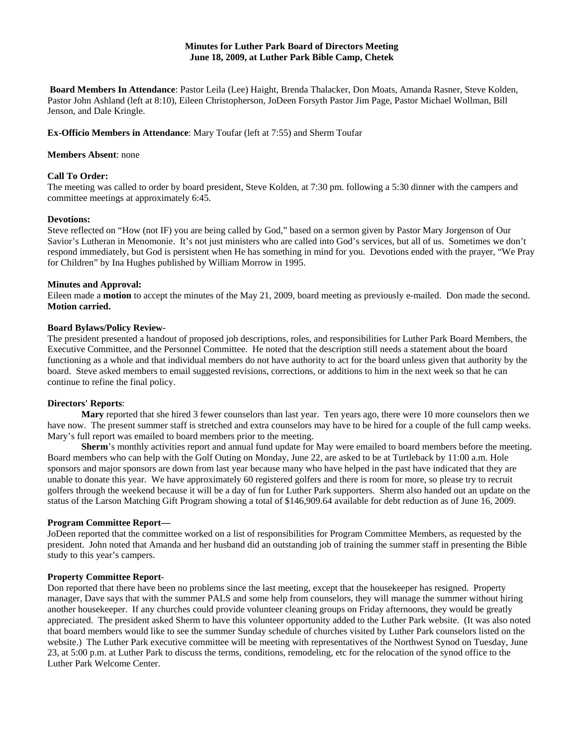**Minutes for Luther Park Board of Directors Meeting**
**June 18, 2009, at Luther Park Bible Camp, Chetek**

**Board Members In Attendance**: Pastor Leila (Lee) Haight, Brenda Thalacker, Don Moats, Amanda Rasner, Steve Kolden, Pastor John Ashland (left at 8:10), Eileen Christopherson, JoDeen Forsyth Pastor Jim Page, Pastor Michael Wollman, Bill Jenson, and Dale Kringle.

**Ex-Officio Members in Attendance**: Mary Toufar (left at 7:55) and Sherm Toufar

**Members Absent**: none

**Call To Order:**
The meeting was called to order by board president, Steve Kolden, at 7:30 pm. following a 5:30 dinner with the campers and committee meetings at approximately 6:45.

**Devotions:**
Steve reflected on "How (not IF) you are being called by God," based on a sermon given by Pastor Mary Jorgenson of Our Savior's Lutheran in Menomonie. It's not just ministers who are called into God's services, but all of us. Sometimes we don't respond immediately, but God is persistent when He has something in mind for you. Devotions ended with the prayer, "We Pray for Children" by Ina Hughes published by William Morrow in 1995.

**Minutes and Approval:**
Eileen made a **motion** to accept the minutes of the May 21, 2009, board meeting as previously e-mailed. Don made the second. **Motion carried.**

**Board Bylaws/Policy Review-**
The president presented a handout of proposed job descriptions, roles, and responsibilities for Luther Park Board Members, the Executive Committee, and the Personnel Committee. He noted that the description still needs a statement about the board functioning as a whole and that individual members do not have authority to act for the board unless given that authority by the board. Steve asked members to email suggested revisions, corrections, or additions to him in the next week so that he can continue to refine the final policy.

**Directors' Reports**:

**Mary** reported that she hired 3 fewer counselors than last year. Ten years ago, there were 10 more counselors then we have now. The present summer staff is stretched and extra counselors may have to be hired for a couple of the full camp weeks. Mary's full report was emailed to board members prior to the meeting.

**Sherm**'s monthly activities report and annual fund update for May were emailed to board members before the meeting. Board members who can help with the Golf Outing on Monday, June 22, are asked to be at Turtleback by 11:00 a.m. Hole sponsors and major sponsors are down from last year because many who have helped in the past have indicated that they are unable to donate this year. We have approximately 60 registered golfers and there is room for more, so please try to recruit golfers through the weekend because it will be a day of fun for Luther Park supporters. Sherm also handed out an update on the status of the Larson Matching Gift Program showing a total of $146,909.64 available for debt reduction as of June 16, 2009.

**Program Committee Report—**
JoDeen reported that the committee worked on a list of responsibilities for Program Committee Members, as requested by the president. John noted that Amanda and her husband did an outstanding job of training the summer staff in presenting the Bible study to this year's campers.

**Property Committee Report-**
Don reported that there have been no problems since the last meeting, except that the housekeeper has resigned. Property manager, Dave says that with the summer PALS and some help from counselors, they will manage the summer without hiring another housekeeper. If any churches could provide volunteer cleaning groups on Friday afternoons, they would be greatly appreciated. The president asked Sherm to have this volunteer opportunity added to the Luther Park website. (It was also noted that board members would like to see the summer Sunday schedule of churches visited by Luther Park counselors listed on the website.) The Luther Park executive committee will be meeting with representatives of the Northwest Synod on Tuesday, June 23, at 5:00 p.m. at Luther Park to discuss the terms, conditions, remodeling, etc for the relocation of the synod office to the Luther Park Welcome Center.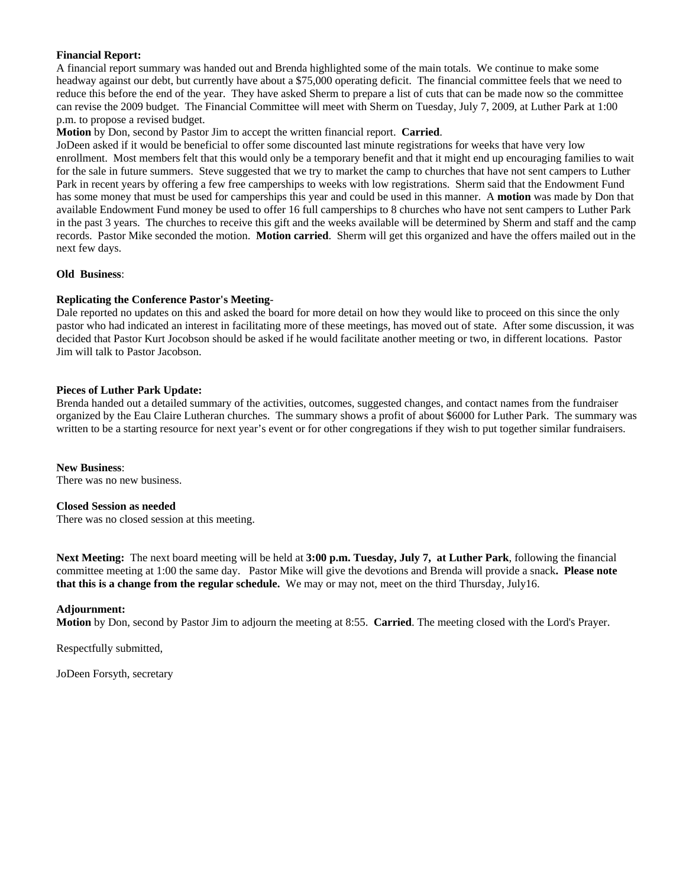**Financial Report:**
A financial report summary was handed out and Brenda highlighted some of the main totals. We continue to make some headway against our debt, but currently have about a $75,000 operating deficit. The financial committee feels that we need to reduce this before the end of the year. They have asked Sherm to prepare a list of cuts that can be made now so the committee can revise the 2009 budget. The Financial Committee will meet with Sherm on Tuesday, July 7, 2009, at Luther Park at 1:00 p.m. to propose a revised budget.
**Motion** by Don, second by Pastor Jim to accept the written financial report. **Carried**.
JoDeen asked if it would be beneficial to offer some discounted last minute registrations for weeks that have very low enrollment. Most members felt that this would only be a temporary benefit and that it might end up encouraging families to wait for the sale in future summers. Steve suggested that we try to market the camp to churches that have not sent campers to Luther Park in recent years by offering a few free camperships to weeks with low registrations. Sherm said that the Endowment Fund has some money that must be used for camperships this year and could be used in this manner. A **motion** was made by Don that available Endowment Fund money be used to offer 16 full camperships to 8 churches who have not sent campers to Luther Park in the past 3 years. The churches to receive this gift and the weeks available will be determined by Sherm and staff and the camp records. Pastor Mike seconded the motion. **Motion carried**. Sherm will get this organized and have the offers mailed out in the next few days.

**Old Business**:

**Replicating the Conference Pastor's Meeting**-
Dale reported no updates on this and asked the board for more detail on how they would like to proceed on this since the only pastor who had indicated an interest in facilitating more of these meetings, has moved out of state. After some discussion, it was decided that Pastor Kurt Jocobson should be asked if he would facilitate another meeting or two, in different locations. Pastor Jim will talk to Pastor Jacobson.

**Pieces of Luther Park Update:**
Brenda handed out a detailed summary of the activities, outcomes, suggested changes, and contact names from the fundraiser organized by the Eau Claire Lutheran churches. The summary shows a profit of about $6000 for Luther Park. The summary was written to be a starting resource for next year's event or for other congregations if they wish to put together similar fundraisers.

**New Business**:
There was no new business.

**Closed Session as needed**
There was no closed session at this meeting.

**Next Meeting:** The next board meeting will be held at **3:00 p.m. Tuesday, July 7, at Luther Park**, following the financial committee meeting at 1:00 the same day. Pastor Mike will give the devotions and Brenda will provide a snack**. Please note that this is a change from the regular schedule.** We may or may not, meet on the third Thursday, July16.

**Adjournment:**
**Motion** by Don, second by Pastor Jim to adjourn the meeting at 8:55. **Carried**. The meeting closed with the Lord's Prayer.

Respectfully submitted,

JoDeen Forsyth, secretary